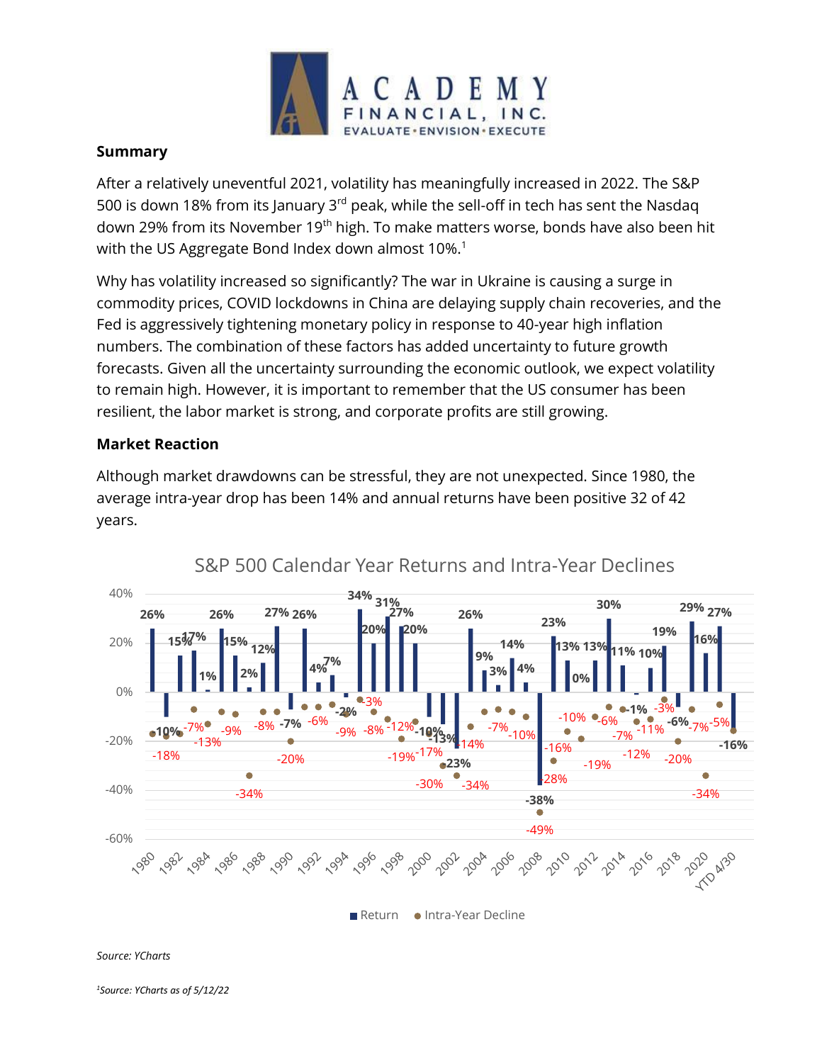**Summary**

After a relatively uneventful 2021, volatility has meaningfully increased in 2022. The S&P 500 is down 18% from its January 3rd peak, while the sell-off in tech has sent the Nasdaq down 29% from its November 19th high. To make matters worse, bonds have also been hit with the US Aggregate Bond Index down almost 10%.[1]

Why has volatility increased so significantly? The war in Ukraine is causing a surge in commodity prices, COVID lockdowns in China are delaying supply chain recoveries, and the Fed is aggressively tightening monetary policy in response to 40-year high inflation numbers. The combination of these factors has added uncertainty to future growth forecasts. Given all the uncertainty surrounding the economic outlook, we expect volatility to remain high. However, it is important to remember that the US consumer has been resilient, the labor market is strong, and corporate profits are still growing.

**Market Reaction**

Although market drawdowns can be stressful, they are not unexpected. Since 1980, the average intra-year drop has been 14% and annual returns have been positive 32 of 42 years.

S&P 500 Calendar Year Returns and Intra-Year Declines

*Source: YCharts*

*[1]Source: YCharts as of 5/12/22*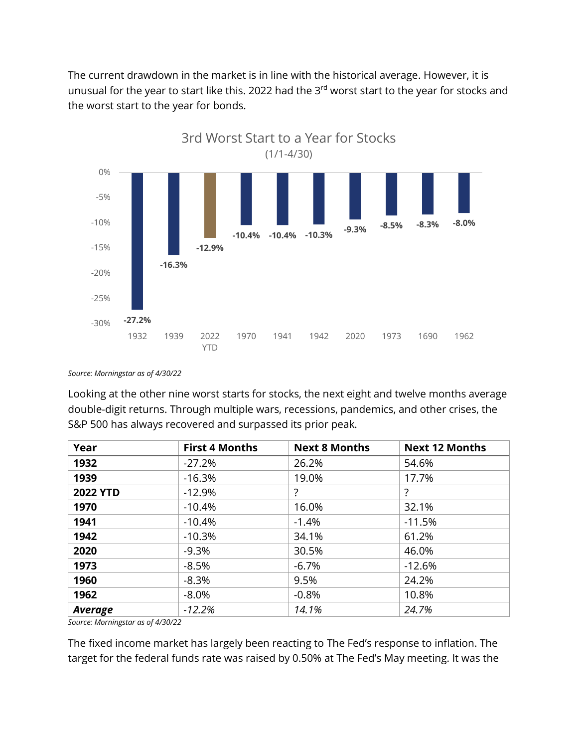The current drawdown in the market is in line with the historical average. However, it is unusual for the year to start like this. 2022 had the 3rd worst start to the year for stocks and the worst start to the year for bonds.

3rd Worst Start to a Year for Stocks
(1/1-4/30)

*Source: Morningstar as of 4/30/22*

Looking at the other nine worst starts for stocks, the next eight and twelve months average double-digit returns. Through multiple wars, recessions, pandemics, and other crises, the S&P 500 has always recovered and surpassed its prior peak.

| Year | First 4 Months | Next 8 Months | Next 12 Months |
|---|---|---|---|
| **1932** | -27.2% | 26.2% | 54.6% |
| **1939** | -16.3% | 19.0% | 17.7% |
| **2022 YTD** | -12.9% | ? | ? |
| **1970** | -10.4% | 16.0% | 32.1% |
| **1941** | -10.4% | -1.4% | -11.5% |
| **1942** | -10.3% | 34.1% | 61.2% |
| **2020** | -9.3% | 30.5% | 46.0% |
| **1973** | -8.5% | -6.7% | -12.6% |
| **1960** | -8.3% | 9.5% | 24.2% |
| **1962** | -8.0% | -0.8% | 10.8% |
| ***Average*** | *-12.2%* | *14.1%* | *24.7%* |

*Source: Morningstar as of 4/30/22*

The fixed income market has largely been reacting to The Fed's response to inflation. The target for the federal funds rate was raised by 0.50% at The Fed's May meeting. It was the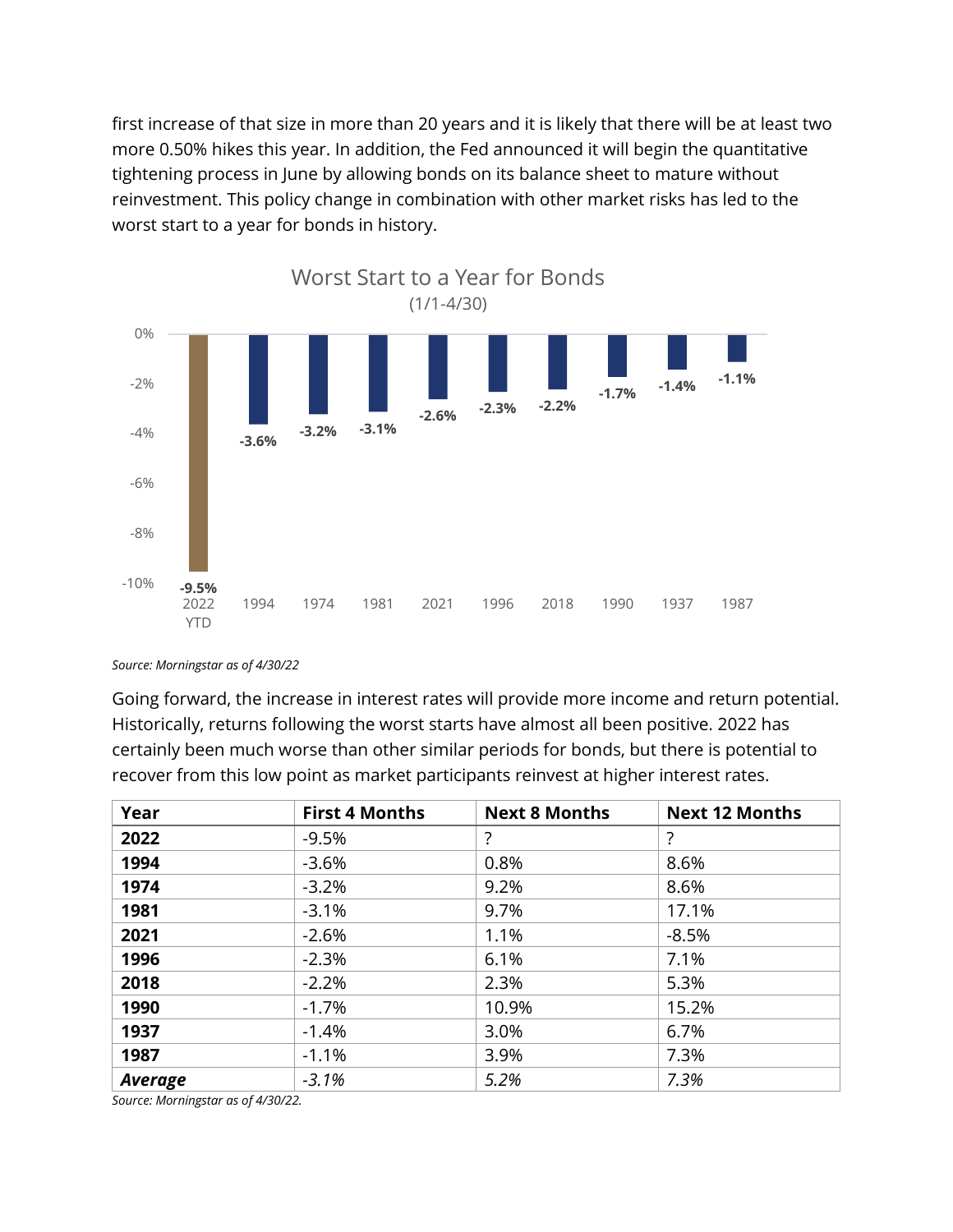first increase of that size in more than 20 years and it is likely that there will be at least two more 0.50% hikes this year. In addition, the Fed announced it will begin the quantitative tightening process in June by allowing bonds on its balance sheet to mature without reinvestment. This policy change in combination with other market risks has led to the worst start to a year for bonds in history.

Worst Start to a Year for Bonds
(1/1-4/30)

| Year | Return |
|---|---|
| 2022 YTD | -9.5% |
| 1994 | -3.6% |
| 1974 | -3.2% |
| 1981 | -3.1% |
| 2021 | -2.6% |
| 1996 | -2.3% |
| 2018 | -2.2% |
| 1990 | -1.7% |
| 1937 | -1.4% |
| 1987 | -1.1% |

*Source: Morningstar as of 4/30/22*

Going forward, the increase in interest rates will provide more income and return potential. Historically, returns following the worst starts have almost all been positive. 2022 has certainly been much worse than other similar periods for bonds, but there is potential to recover from this low point as market participants reinvest at higher interest rates.

| Year | First 4 Months | Next 8 Months | Next 12 Months |
|---|---|---|---|
| **2022** | -9.5% | ? | ? |
| **1994** | -3.6% | 0.8% | 8.6% |
| **1974** | -3.2% | 9.2% | 8.6% |
| **1981** | -3.1% | 9.7% | 17.1% |
| **2021** | -2.6% | 1.1% | -8.5% |
| **1996** | -2.3% | 6.1% | 7.1% |
| **2018** | -2.2% | 2.3% | 5.3% |
| **1990** | -1.7% | 10.9% | 15.2% |
| **1937** | -1.4% | 3.0% | 6.7% |
| **1987** | -1.1% | 3.9% | 7.3% |
| ***Average*** | *-3.1%* | *5.2%* | *7.3%* |

*Source: Morningstar as of 4/30/22.*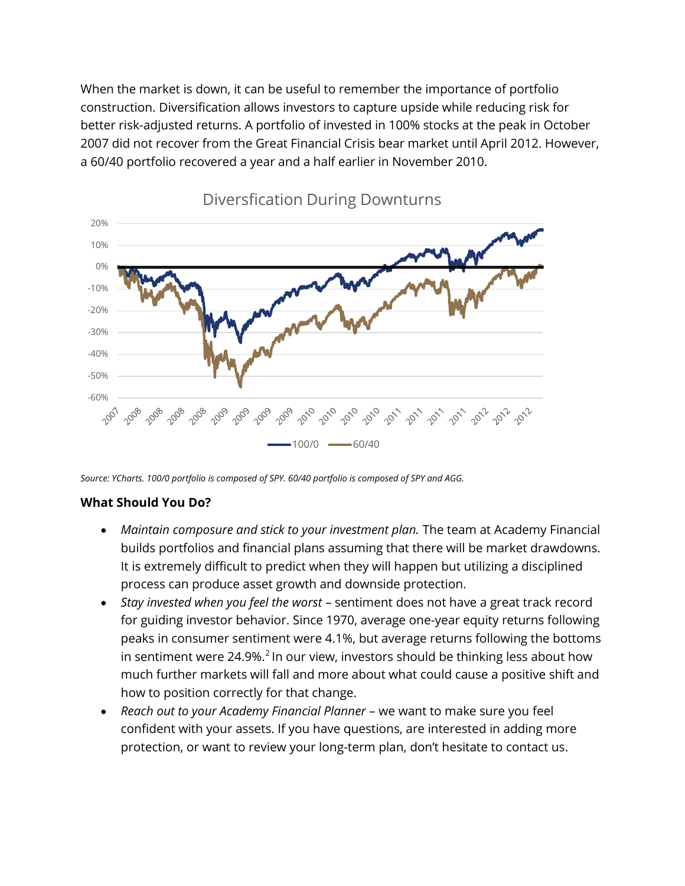When the market is down, it can be useful to remember the importance of portfolio construction. Diversification allows investors to capture upside while reducing risk for better risk-adjusted returns. A portfolio of invested in 100% stocks at the peak in October 2007 did not recover from the Great Financial Crisis bear market until April 2012. However, a 60/40 portfolio recovered a year and a half earlier in November 2010.

*Source: YCharts. 100/0 portfolio is composed of SPY. 60/40 portfolio is composed of SPY and AGG.*

**What Should You Do?**

- *Maintain composure and stick to your investment plan.* The team at Academy Financial builds portfolios and financial plans assuming that there will be market drawdowns. It is extremely difficult to predict when they will happen but utilizing a disciplined process can produce asset growth and downside protection.
- *Stay invested when you feel the worst* – sentiment does not have a great track record for guiding investor behavior. Since 1970, average one-year equity returns following peaks in consumer sentiment were 4.1%, but average returns following the bottoms in sentiment were 24.9%.[2] In our view, investors should be thinking less about how much further markets will fall and more about what could cause a positive shift and how to position correctly for that change.
- *Reach out to your Academy Financial Planner* – we want to make sure you feel confident with your assets. If you have questions, are interested in adding more protection, or want to review your long-term plan, don't hesitate to contact us.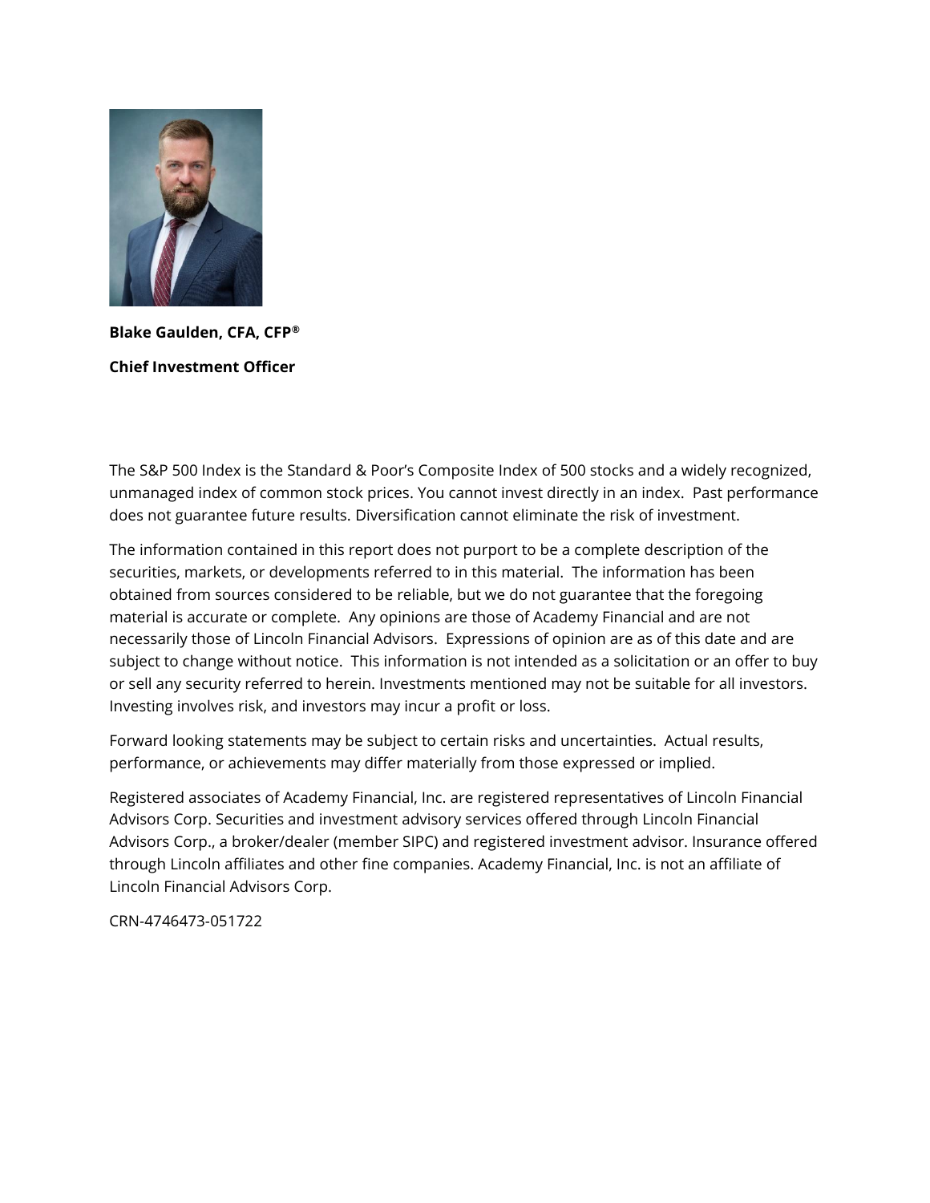**Blake Gaulden, CFA, CFP®**

**Chief Investment Officer**

The S&P 500 Index is the Standard & Poor's Composite Index of 500 stocks and a widely recognized, unmanaged index of common stock prices. You cannot invest directly in an index. Past performance does not guarantee future results. Diversification cannot eliminate the risk of investment.

The information contained in this report does not purport to be a complete description of the securities, markets, or developments referred to in this material. The information has been obtained from sources considered to be reliable, but we do not guarantee that the foregoing material is accurate or complete. Any opinions are those of Academy Financial and are not necessarily those of Lincoln Financial Advisors. Expressions of opinion are as of this date and are subject to change without notice. This information is not intended as a solicitation or an offer to buy or sell any security referred to herein. Investments mentioned may not be suitable for all investors. Investing involves risk, and investors may incur a profit or loss.

Forward looking statements may be subject to certain risks and uncertainties. Actual results, performance, or achievements may differ materially from those expressed or implied.

Registered associates of Academy Financial, Inc. are registered representatives of Lincoln Financial Advisors Corp. Securities and investment advisory services offered through Lincoln Financial Advisors Corp., a broker/dealer (member SIPC) and registered investment advisor. Insurance offered through Lincoln affiliates and other fine companies. Academy Financial, Inc. is not an affiliate of Lincoln Financial Advisors Corp.

CRN-4746473-051722